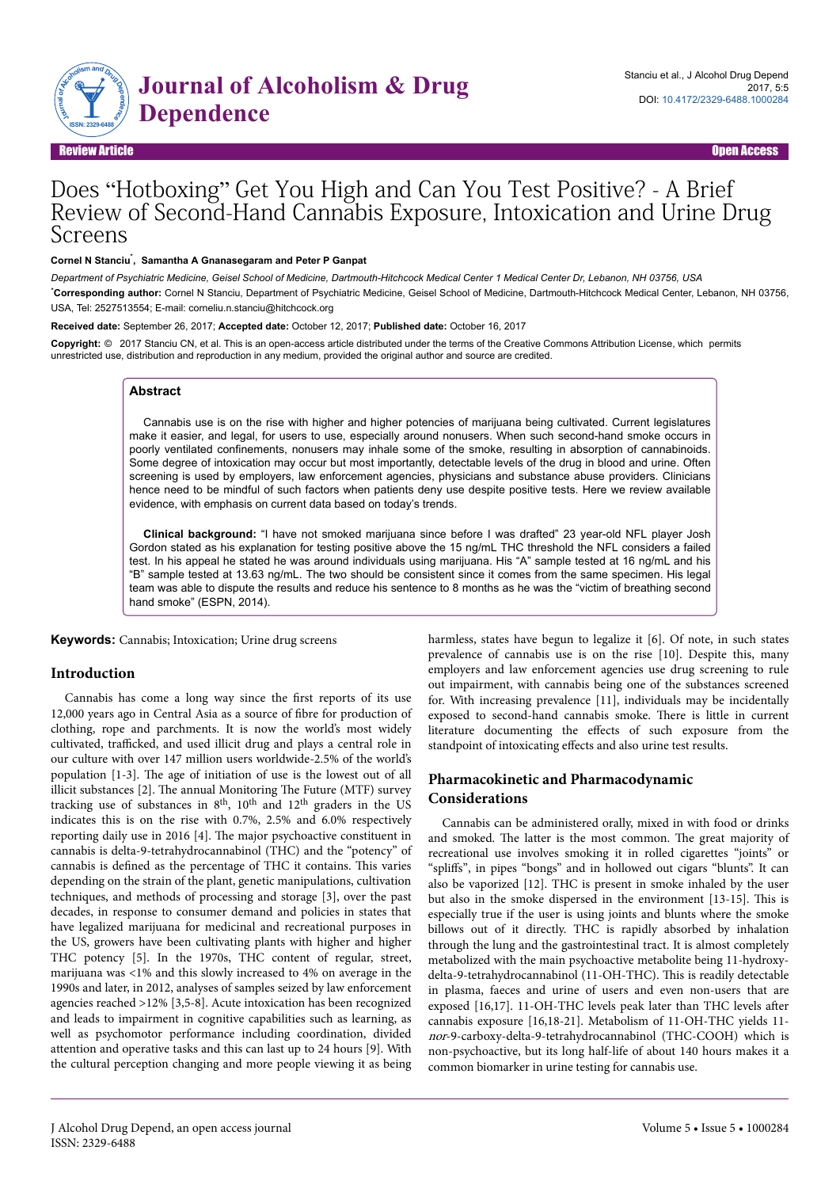Review Article | Open Access

# Does "Hotboxing" Get You High and Can You Test Positive? - A Brief Review of Second-Hand Cannabis Exposure, Intoxication and Urine Drug Screens

**Cornel N Stanciu\*, Samantha A Gnanasegaram and Peter P Ganpat**

*Department of Psychiatric Medicine, Geisel School of Medicine, Dartmouth-Hitchcock Medical Center 1 Medical Center Dr, Lebanon, NH 03756, USA*

**\*Corresponding author:** Cornel N Stanciu, Department of Psychiatric Medicine, Geisel School of Medicine, Dartmouth-Hitchcock Medical Center, Lebanon, NH 03756, USA, Tel: 2527513554; E-mail: corneliu.n.stanciu@hitchcock.org

**Received date:** September 26, 2017; **Accepted date:** October 12, 2017; **Published date:** October 16, 2017

**Copyright:** © 2017 Stanciu CN, et al. This is an open-access article distributed under the terms of the Creative Commons Attribution License, which permits unrestricted use, distribution and reproduction in any medium, provided the original author and source are credited.

## Abstract

Cannabis use is on the rise with higher and higher potencies of marijuana being cultivated. Current legislatures make it easier, and legal, for users to use, especially around nonusers. When such second-hand smoke occurs in poorly ventilated confinements, nonusers may inhale some of the smoke, resulting in absorption of cannabinoids. Some degree of intoxication may occur but most importantly, detectable levels of the drug in blood and urine. Often screening is used by employers, law enforcement agencies, physicians and substance abuse providers. Clinicians hence need to be mindful of such factors when patients deny use despite positive tests. Here we review available evidence, with emphasis on current data based on today's trends.

**Clinical background:** "I have not smoked marijuana since before I was drafted" 23 year-old NFL player Josh Gordon stated as his explanation for testing positive above the 15 ng/mL THC threshold the NFL considers a failed test. In his appeal he stated he was around individuals using marijuana. His "A" sample tested at 16 ng/mL and his "B" sample tested at 13.63 ng/mL. The two should be consistent since it comes from the same specimen. His legal team was able to dispute the results and reduce his sentence to 8 months as he was the "victim of breathing second hand smoke" (ESPN, 2014).

**Keywords:** Cannabis; Intoxication; Urine drug screens

## Introduction

Cannabis has come a long way since the first reports of its use 12,000 years ago in Central Asia as a source of fibre for production of clothing, rope and parchments. It is now the world's most widely cultivated, trafficked, and used illicit drug and plays a central role in our culture with over 147 million users worldwide-2.5% of the world's population [1-3]. The age of initiation of use is the lowest out of all illicit substances [2]. The annual Monitoring The Future (MTF) survey tracking use of substances in 8th, 10th and 12th graders in the US indicates this is on the rise with 0.7%, 2.5% and 6.0% respectively reporting daily use in 2016 [4]. The major psychoactive constituent in cannabis is delta-9-tetrahydrocannabinol (THC) and the "potency" of cannabis is defined as the percentage of THC it contains. This varies depending on the strain of the plant, genetic manipulations, cultivation techniques, and methods of processing and storage [3], over the past decades, in response to consumer demand and policies in states that have legalized marijuana for medicinal and recreational purposes in the US, growers have been cultivating plants with higher and higher THC potency [5]. In the 1970s, THC content of regular, street, marijuana was <1% and this slowly increased to 4% on average in the 1990s and later, in 2012, analyses of samples seized by law enforcement agencies reached >12% [3,5-8]. Acute intoxication has been recognized and leads to impairment in cognitive capabilities such as learning, as well as psychomotor performance including coordination, divided attention and operative tasks and this can last up to 24 hours [9]. With the cultural perception changing and more people viewing it as being harmless, states have begun to legalize it [6]. Of note, in such states prevalence of cannabis use is on the rise [10]. Despite this, many employers and law enforcement agencies use drug screening to rule out impairment, with cannabis being one of the substances screened for. With increasing prevalence [11], individuals may be incidentally exposed to second-hand cannabis smoke. There is little in current literature documenting the effects of such exposure from the standpoint of intoxicating effects and also urine test results.

## Pharmacokinetic and Pharmacodynamic Considerations

Cannabis can be administered orally, mixed in with food or drinks and smoked. The latter is the most common. The great majority of recreational use involves smoking it in rolled cigarettes "joints" or "spliffs", in pipes "bongs" and in hollowed out cigars "blunts". It can also be vaporized [12]. THC is present in smoke inhaled by the user but also in the smoke dispersed in the environment [13-15]. This is especially true if the user is using joints and blunts where the smoke billows out of it directly. THC is rapidly absorbed by inhalation through the lung and the gastrointestinal tract. It is almost completely metabolized with the main psychoactive metabolite being 11-hydroxy-delta-9-tetrahydrocannabinol (11-OH-THC). This is readily detectable in plasma, faeces and urine of users and even non-users that are exposed [16,17]. 11-OH-THC levels peak later than THC levels after cannabis exposure [16,18-21]. Metabolism of 11-OH-THC yields 11-*nor*-9-carboxy-delta-9-tetrahydrocannabinol (THC-COOH) which is non-psychoactive, but its long half-life of about 140 hours makes it a common biomarker in urine testing for cannabis use.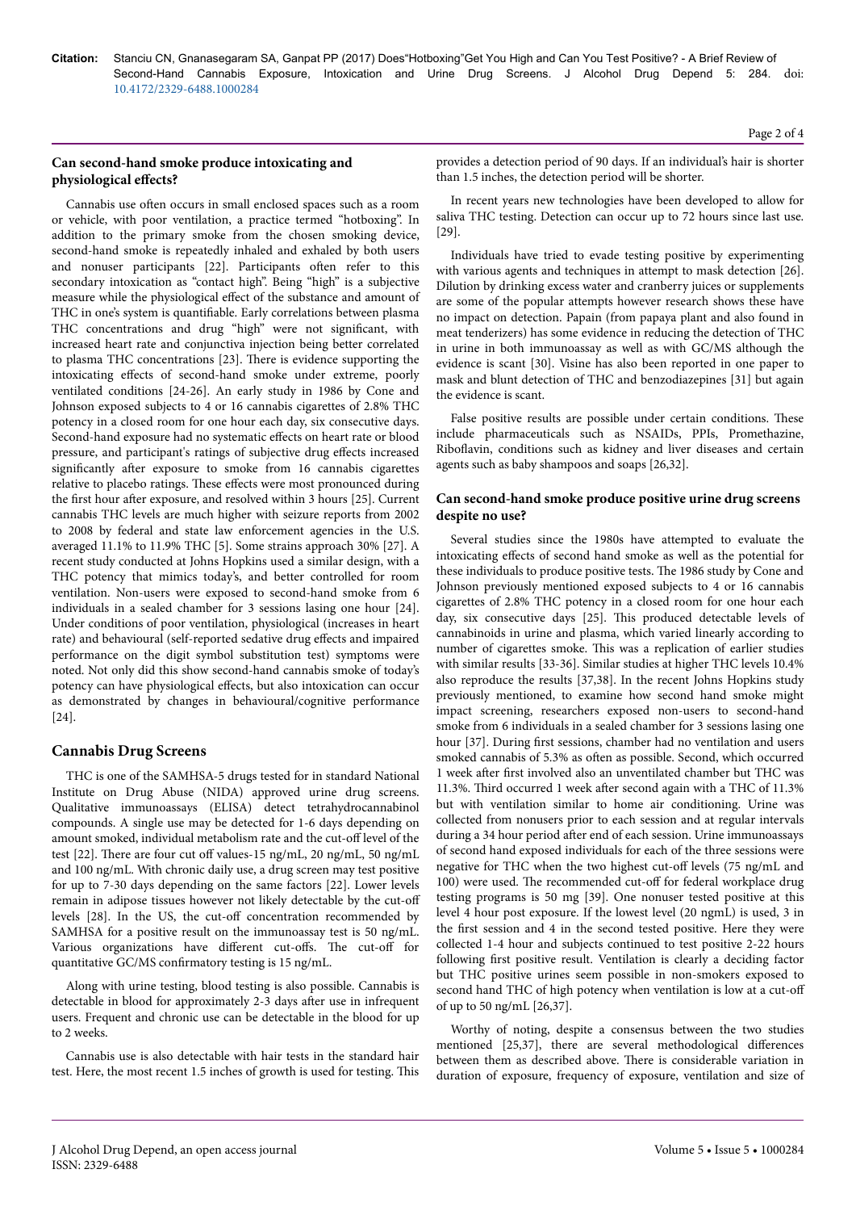## Can second-hand smoke produce intoxicating and physiological effects?

Cannabis use often occurs in small enclosed spaces such as a room or vehicle, with poor ventilation, a practice termed "hotboxing". In addition to the primary smoke from the chosen smoking device, second-hand smoke is repeatedly inhaled and exhaled by both users and nonuser participants [22]. Participants often refer to this secondary intoxication as "contact high". Being "high" is a subjective measure while the physiological effect of the substance and amount of THC in one's system is quantifiable. Early correlations between plasma THC concentrations and drug "high" were not significant, with increased heart rate and conjunctiva injection being better correlated to plasma THC concentrations [23]. There is evidence supporting the intoxicating effects of second-hand smoke under extreme, poorly ventilated conditions [24-26]. An early study in 1986 by Cone and Johnson exposed subjects to 4 or 16 cannabis cigarettes of 2.8% THC potency in a closed room for one hour each day, six consecutive days. Second-hand exposure had no systematic effects on heart rate or blood pressure, and participant's ratings of subjective drug effects increased significantly after exposure to smoke from 16 cannabis cigarettes relative to placebo ratings. These effects were most pronounced during the first hour after exposure, and resolved within 3 hours [25]. Current cannabis THC levels are much higher with seizure reports from 2002 to 2008 by federal and state law enforcement agencies in the U.S. averaged 11.1% to 11.9% THC [5]. Some strains approach 30% [27]. A recent study conducted at Johns Hopkins used a similar design, with a THC potency that mimics today's, and better controlled for room ventilation. Non-users were exposed to second-hand smoke from 6 individuals in a sealed chamber for 3 sessions lasing one hour [24]. Under conditions of poor ventilation, physiological (increases in heart rate) and behavioural (self-reported sedative drug effects and impaired performance on the digit symbol substitution test) symptoms were noted. Not only did this show second-hand cannabis smoke of today's potency can have physiological effects, but also intoxication can occur as demonstrated by changes in behavioural/cognitive performance [24].

## Cannabis Drug Screens

THC is one of the SAMHSA-5 drugs tested for in standard National Institute on Drug Abuse (NIDA) approved urine drug screens. Qualitative immunoassays (ELISA) detect tetrahydrocannabinol compounds. A single use may be detected for 1-6 days depending on amount smoked, individual metabolism rate and the cut-off level of the test [22]. There are four cut off values-15 ng/mL, 20 ng/mL, 50 ng/mL and 100 ng/mL. With chronic daily use, a drug screen may test positive for up to 7-30 days depending on the same factors [22]. Lower levels remain in adipose tissues however not likely detectable by the cut-off levels [28]. In the US, the cut-off concentration recommended by SAMHSA for a positive result on the immunoassay test is 50 ng/mL. Various organizations have different cut-offs. The cut-off for quantitative GC/MS confirmatory testing is 15 ng/mL.

Along with urine testing, blood testing is also possible. Cannabis is detectable in blood for approximately 2-3 days after use in infrequent users. Frequent and chronic use can be detectable in the blood for up to 2 weeks.

Cannabis use is also detectable with hair tests in the standard hair test. Here, the most recent 1.5 inches of growth is used for testing. This provides a detection period of 90 days. If an individual's hair is shorter than 1.5 inches, the detection period will be shorter.

In recent years new technologies have been developed to allow for saliva THC testing. Detection can occur up to 72 hours since last use. [29].

Individuals have tried to evade testing positive by experimenting with various agents and techniques in attempt to mask detection [26]. Dilution by drinking excess water and cranberry juices or supplements are some of the popular attempts however research shows these have no impact on detection. Papain (from papaya plant and also found in meat tenderizers) has some evidence in reducing the detection of THC in urine in both immunoassay as well as with GC/MS although the evidence is scant [30]. Visine has also been reported in one paper to mask and blunt detection of THC and benzodiazepines [31] but again the evidence is scant.

False positive results are possible under certain conditions. These include pharmaceuticals such as NSAIDs, PPIs, Promethazine, Riboflavin, conditions such as kidney and liver diseases and certain agents such as baby shampoos and soaps [26,32].

## Can second-hand smoke produce positive urine drug screens despite no use?

Several studies since the 1980s have attempted to evaluate the intoxicating effects of second hand smoke as well as the potential for these individuals to produce positive tests. The 1986 study by Cone and Johnson previously mentioned exposed subjects to 4 or 16 cannabis cigarettes of 2.8% THC potency in a closed room for one hour each day, six consecutive days [25]. This produced detectable levels of cannabinoids in urine and plasma, which varied linearly according to number of cigarettes smoke. This was a replication of earlier studies with similar results [33-36]. Similar studies at higher THC levels 10.4% also reproduce the results [37,38]. In the recent Johns Hopkins study previously mentioned, to examine how second hand smoke might impact screening, researchers exposed non-users to second-hand smoke from 6 individuals in a sealed chamber for 3 sessions lasing one hour [37]. During first sessions, chamber had no ventilation and users smoked cannabis of 5.3% as often as possible. Second, which occurred 1 week after first involved also an unventilated chamber but THC was 11.3%. Third occurred 1 week after second again with a THC of 11.3% but with ventilation similar to home air conditioning. Urine was collected from nonusers prior to each session and at regular intervals during a 34 hour period after end of each session. Urine immunoassays of second hand exposed individuals for each of the three sessions were negative for THC when the two highest cut-off levels (75 ng/mL and 100) were used. The recommended cut-off for federal workplace drug testing programs is 50 mg [39]. One nonuser tested positive at this level 4 hour post exposure. If the lowest level (20 ngmL) is used, 3 in the first session and 4 in the second tested positive. Here they were collected 1-4 hour and subjects continued to test positive 2-22 hours following first positive result. Ventilation is clearly a deciding factor but THC positive urines seem possible in non-smokers exposed to second hand THC of high potency when ventilation is low at a cut-off of up to 50 ng/mL [26,37].

Worthy of noting, despite a consensus between the two studies mentioned [25,37], there are several methodological differences between them as described above. There is considerable variation in duration of exposure, frequency of exposure, ventilation and size of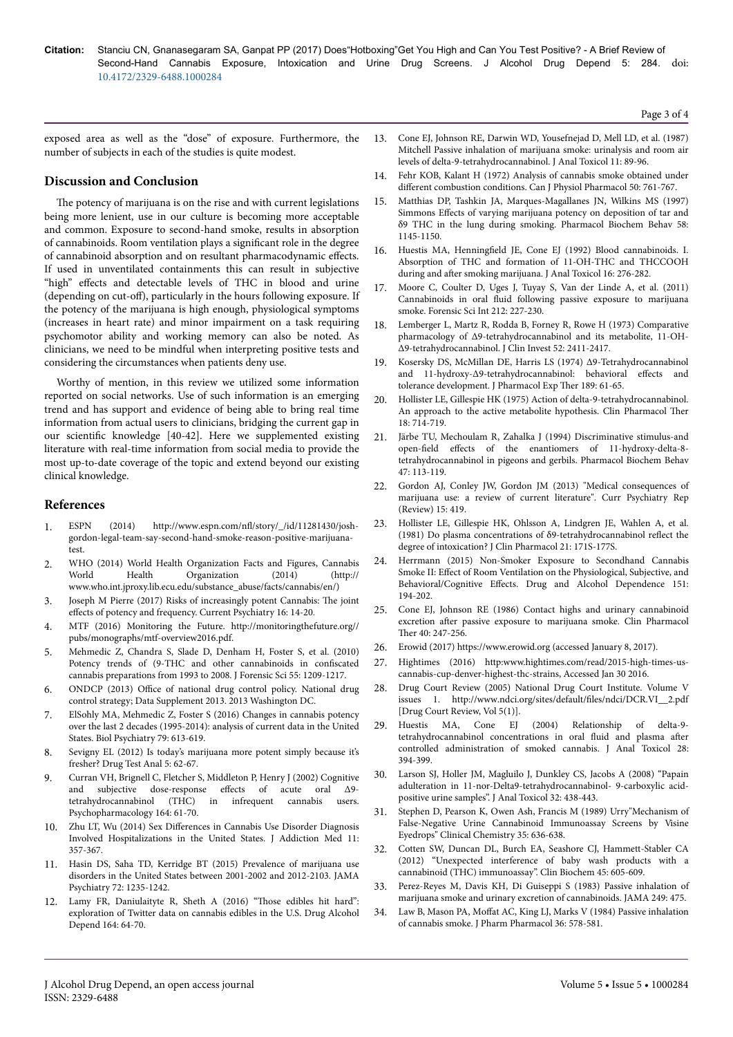exposed area as well as the "dose" of exposure. Furthermore, the number of subjects in each of the studies is quite modest.

## Discussion and Conclusion

The potency of marijuana is on the rise and with current legislations being more lenient, use in our culture is becoming more acceptable and common. Exposure to second-hand smoke, results in absorption of cannabinoids. Room ventilation plays a significant role in the degree of cannabinoid absorption and on resultant pharmacodynamic effects. If used in unventilated containments this can result in subjective "high" effects and detectable levels of THC in blood and urine (depending on cut-off), particularly in the hours following exposure. If the potency of the marijuana is high enough, physiological symptoms (increases in heart rate) and minor impairment on a task requiring psychomotor ability and working memory can also be noted. As clinicians, we need to be mindful when interpreting positive tests and considering the circumstances when patients deny use.

Worthy of mention, in this review we utilized some information reported on social networks. Use of such information is an emerging trend and has support and evidence of being able to bring real time information from actual users to clinicians, bridging the current gap in our scientific knowledge [40-42]. Here we supplemented existing literature with real-time information from social media to provide the most up-to-date coverage of the topic and extend beyond our existing clinical knowledge.

## References

1. ESPN (2014) http://www.espn.com/nfl/story/_/id/11281430/josh-gordon-legal-team-say-second-hand-smoke-reason-positive-marijuana-test.
2. WHO (2014) World Health Organization Facts and Figures, Cannabis World Health Organization (2014) (http://www.who.int.jproxy.lib.ecu.edu/substance_abuse/facts/cannabis/en/)
3. Joseph M Pierre (2017) Risks of increasingly potent Cannabis: The joint effects of potency and frequency. Current Psychiatry 16: 14-20.
4. MTF (2016) Monitoring the Future. http://monitoringthefuture.org//pubs/monographs/mtf-overview2016.pdf.
5. Mehmedic Z, Chandra S, Slade D, Denham H, Foster S, et al. (2010) Potency trends of (9-THC and other cannabinoids in confiscated cannabis preparations from 1993 to 2008. J Forensic Sci 55: 1209-1217.
6. ONDCP (2013) Office of national drug control policy. National drug control strategy; Data Supplement 2013. 2013 Washington DC.
7. ElSohly MA, Mehmedic Z, Foster S (2016) Changes in cannabis potency over the last 2 decades (1995-2014): analysis of current data in the United States. Biol Psychiatry 79: 613-619.
8. Sevigny EL (2012) Is today's marijuana more potent simply because it's fresher? Drug Test Anal 5: 62-67.
9. Curran VH, Brignell C, Fletcher S, Middleton P, Henry J (2002) Cognitive and subjective dose-response effects of acute oral Δ9-tetrahydrocannabinol (THC) in infrequent cannabis users. Psychopharmacology 164: 61-70.
10. Zhu LT, Wu (2014) Sex Differences in Cannabis Use Disorder Diagnosis Involved Hospitalizations in the United States. J Addiction Med 11: 357-367.
11. Hasin DS, Saha TD, Kerridge BT (2015) Prevalence of marijuana use disorders in the United States between 2001-2002 and 2012-2103. JAMA Psychiatry 72: 1235-1242.
12. Lamy FR, Daniulaityte R, Sheth A (2016) "Those edibles hit hard": exploration of Twitter data on cannabis edibles in the U.S. Drug Alcohol Depend 164: 64-70.
13. Cone EJ, Johnson RE, Darwin WD, Yousefnejad D, Mell LD, et al. (1987) Mitchell Passive inhalation of marijuana smoke: urinalysis and room air levels of delta-9-tetrahydrocannabinol. J Anal Toxicol 11: 89-96.
14. Fehr KOB, Kalant H (1972) Analysis of cannabis smoke obtained under different combustion conditions. Can J Physiol Pharmacol 50: 761-767.
15. Matthias DP, Tashkin JA, Marques-Magallanes JN, Wilkins MS (1997) Simmons Effects of varying marijuana potency on deposition of tar and δ9 THC in the lung during smoking. Pharmacol Biochem Behav 58: 1145-1150.
16. Huestis MA, Henningfield JE, Cone EJ (1992) Blood cannabinoids. I. Absorption of THC and formation of 11-OH-THC and THCCOOH during and after smoking marijuana. J Anal Toxicol 16: 276-282.
17. Moore C, Coulter D, Uges J, Tuyay S, Van der Linde A, et al. (2011) Cannabinoids in oral fluid following passive exposure to marijuana smoke. Forensic Sci Int 212: 227-230.
18. Lemberger L, Martz R, Rodda B, Forney R, Rowe H (1973) Comparative pharmacology of Δ9-tetrahydrocannabinol and its metabolite, 11-OH-Δ9-tetrahydrocannabinol. J Clin Invest 52: 2411-2417.
19. Kosersky DS, McMillan DE, Harris LS (1974) Δ9-Tetrahydrocannabinol and 11-hydroxy-Δ9-tetrahydrocannabinol: behavioral effects and tolerance development. J Pharmacol Exp Ther 189: 61-65.
20. Hollister LE, Gillespie HK (1975) Action of delta-9-tetrahydrocannabinol. An approach to the active metabolite hypothesis. Clin Pharmacol Ther 18: 714-719.
21. Järbe TU, Mechoulam R, Zahalka J (1994) Discriminative stimulus-and open-field effects of the enantiomers of 11-hydroxy-delta-8-tetrahydrocannabinol in pigeons and gerbils. Pharmacol Biochem Behav 47: 113-119.
22. Gordon AJ, Conley JW, Gordon JM (2013) "Medical consequences of marijuana use: a review of current literature". Curr Psychiatry Rep (Review) 15: 419.
23. Hollister LE, Gillespie HK, Ohlsson A, Lindgren JE, Wahlen A, et al. (1981) Do plasma concentrations of δ9-tetrahydrocannabinol reflect the degree of intoxication? J Clin Pharmacol 21: 171S-177S.
24. Herrmann (2015) Non-Smoker Exposure to Secondhand Cannabis Smoke II: Effect of Room Ventilation on the Physiological, Subjective, and Behavioral/Cognitive Effects. Drug and Alcohol Dependence 151: 194-202.
25. Cone EJ, Johnson RE (1986) Contact highs and urinary cannabinoid excretion after passive exposure to marijuana smoke. Clin Pharmacol Ther 40: 247-256.
26. Erowid (2017) https://www.erowid.org (accessed January 8, 2017).
27. Hightimes (2016) http:www.hightimes.com/read/2015-high-times-us-cannabis-cup-denver-highest-thc-strains, Accessed Jan 30 2016.
28. Drug Court Review (2005) National Drug Court Institute. Volume V issues 1. http://www.ndci.org/sites/default/files/ndci/DCR.VI__2.pdf [Drug Court Review, Vol 5(1)].
29. Huestis MA, Cone EJ (2004) Relationship of delta-9-tetrahydrocannabinol concentrations in oral fluid and plasma after controlled administration of smoked cannabis. J Anal Toxicol 28: 394-399.
30. Larson SJ, Holler JM, Magluilo J, Dunkley CS, Jacobs A (2008) "Papain adulteration in 11-nor-Delta9-tetrahydrocannabinol- 9-carboxylic acid-positive urine samples". J Anal Toxicol 32: 438-443.
31. Stephen D, Pearson K, Owen Ash, Francis M (1989) Urry"Mechanism of False-Negative Urine Cannabinoid Immunoassay Screens by Visine Eyedrops" Clinical Chemistry 35: 636-638.
32. Cotten SW, Duncan DL, Burch EA, Seashore CJ, Hammett-Stabler CA (2012) "Unexpected interference of baby wash products with a cannabinoid (THC) immunoassay". Clin Biochem 45: 605-609.
33. Perez-Reyes M, Davis KH, Di Guiseppi S (1983) Passive inhalation of marijuana smoke and urinary excretion of cannabinoids. JAMA 249: 475.
34. Law B, Mason PA, Moffat AC, King LJ, Marks V (1984) Passive inhalation of cannabis smoke. J Pharm Pharmacol 36: 578-581.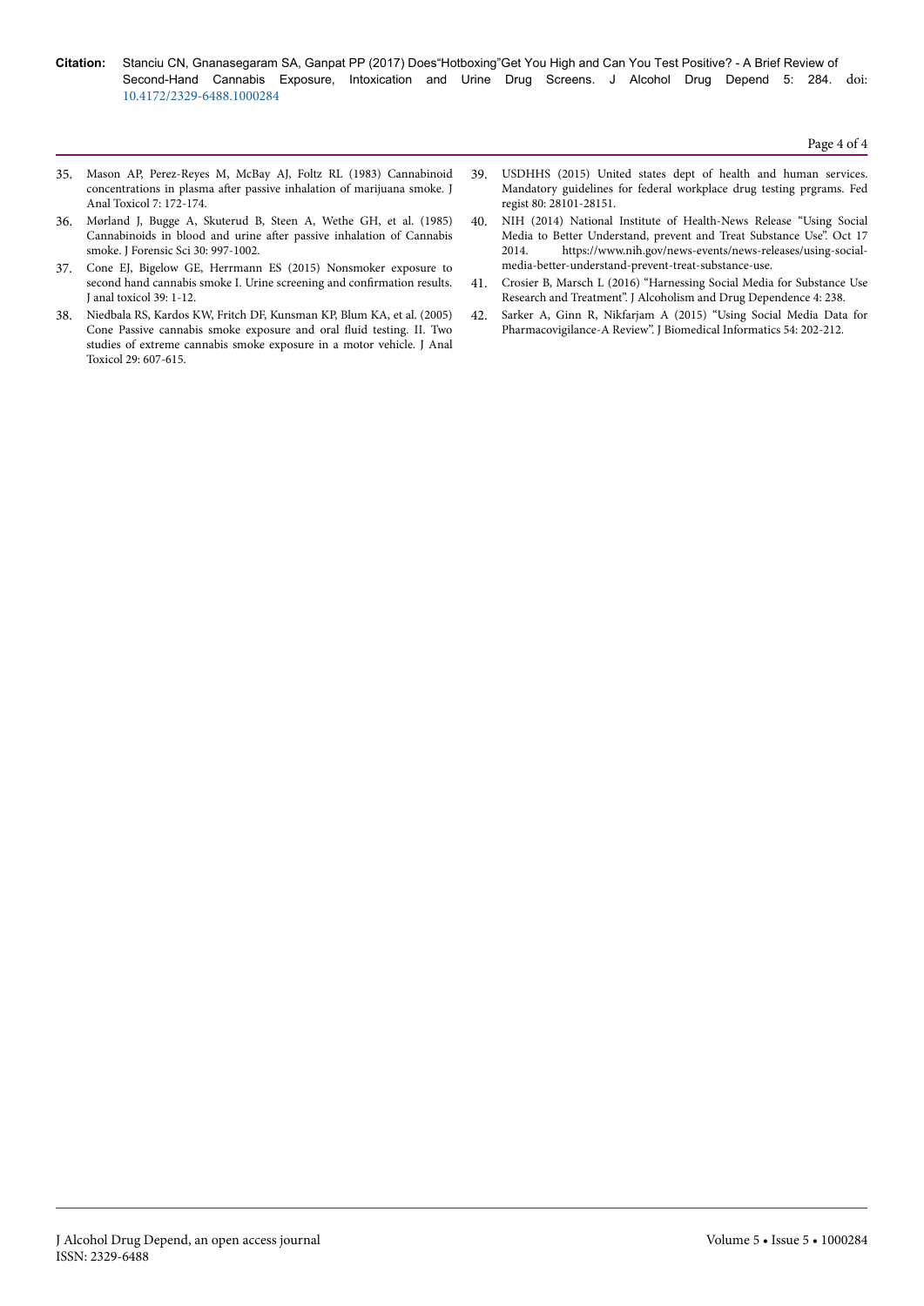35. Mason AP, Perez-Reyes M, McBay AJ, Foltz RL (1983) Cannabinoid concentrations in plasma after passive inhalation of marijuana smoke. J Anal Toxicol 7: 172-174.
36. Mørland J, Bugge A, Skuterud B, Steen A, Wethe GH, et al. (1985) Cannabinoids in blood and urine after passive inhalation of Cannabis smoke. J Forensic Sci 30: 997-1002.
37. Cone EJ, Bigelow GE, Herrmann ES (2015) Nonsmoker exposure to second hand cannabis smoke I. Urine screening and confirmation results. J anal toxicol 39: 1-12.
38. Niedbala RS, Kardos KW, Fritch DF, Kunsman KP, Blum KA, et al. (2005) Cone Passive cannabis smoke exposure and oral fluid testing. II. Two studies of extreme cannabis smoke exposure in a motor vehicle. J Anal Toxicol 29: 607-615.
39. USDHHS (2015) United states dept of health and human services. Mandatory guidelines for federal workplace drug testing prgrams. Fed regist 80: 28101-28151.
40. NIH (2014) National Institute of Health-News Release "Using Social Media to Better Understand, prevent and Treat Substance Use". Oct 17 2014. https://www.nih.gov/news-events/news-releases/using-social-media-better-understand-prevent-treat-substance-use.
41. Crosier B, Marsch L (2016) "Harnessing Social Media for Substance Use Research and Treatment". J Alcoholism and Drug Dependence 4: 238.
42. Sarker A, Ginn R, Nikfarjam A (2015) "Using Social Media Data for Pharmacovigilance-A Review". J Biomedical Informatics 54: 202-212.